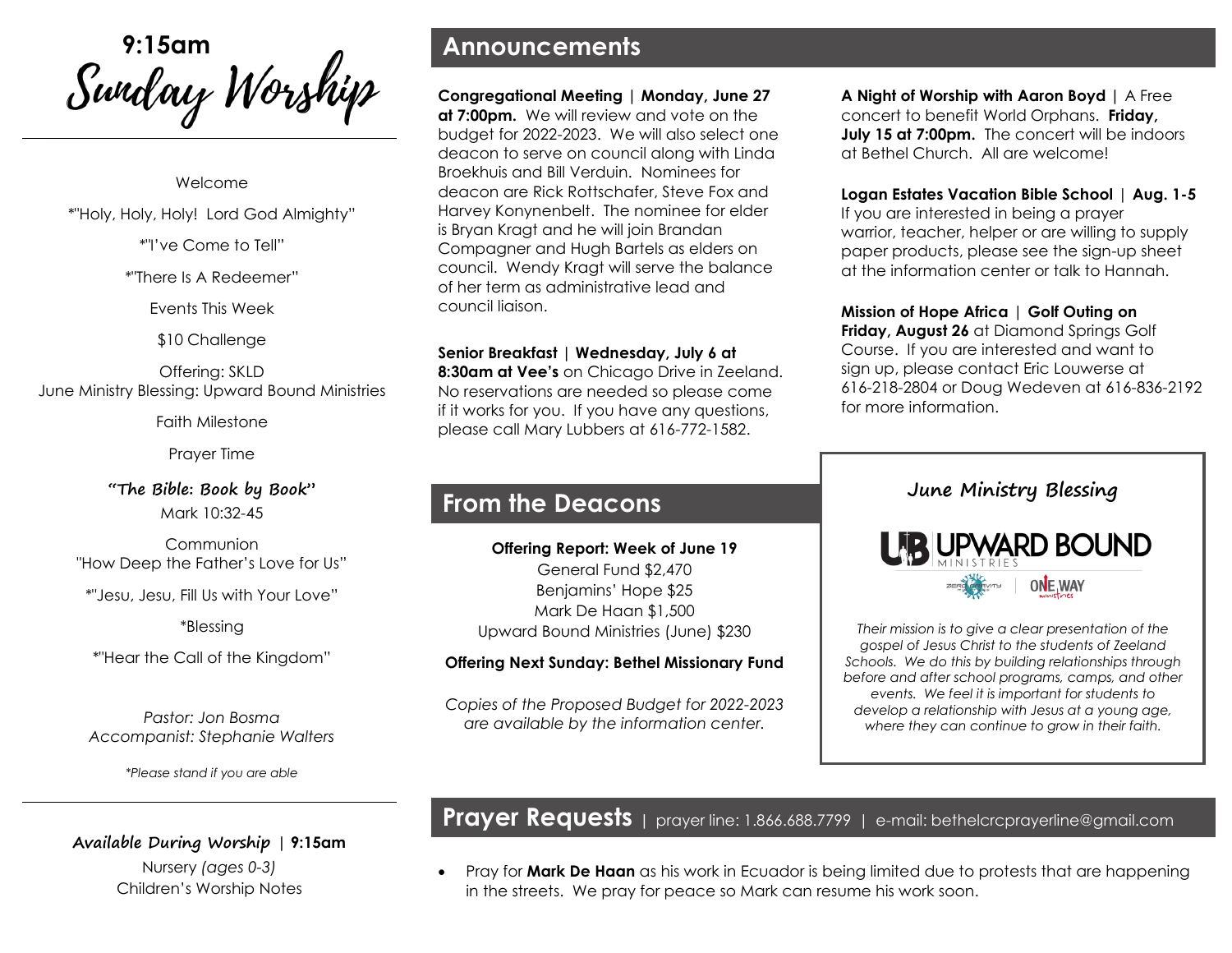# 9:15am Sunday Worship

Welcome

*"Holy, Holy, Holy! Lord God Almighty"

*"I've Come to Tell"

*"There Is A Redeemer"

Events This Week

$10 Challenge

Offering: SKLD
June Ministry Blessing: Upward Bound Ministries

Faith Milestone

Prayer Time

**"The Bible: Book by Book"**
Mark 10:32-45

Communion
"How Deep the Father's Love for Us"

*"Jesu, Jesu, Fill Us with Your Love"

*Blessing

*"Hear the Call of the Kingdom"

*Pastor: Jon Bosma*
*Accompanist: Stephanie Walters*

*\*Please stand if you are able*

**Available During Worship | 9:15am**
Nursery *(ages 0-3)*
Children's Worship Notes

## Announcements

**Congregational Meeting | Monday, June 27 at 7:00pm.** We will review and vote on the budget for 2022-2023. We will also select one deacon to serve on council along with Linda Broekhuis and Bill Verduin. Nominees for deacon are Rick Rottschafer, Steve Fox and Harvey Konynenbelt. The nominee for elder is Bryan Kragt and he will join Brandan Compagner and Hugh Bartels as elders on council. Wendy Kragt will serve the balance of her term as administrative lead and council liaison.

**Senior Breakfast | Wednesday, July 6 at 8:30am at Vee's** on Chicago Drive in Zeeland. No reservations are needed so please come if it works for you. If you have any questions, please call Mary Lubbers at 616-772-1582.

**A Night of Worship with Aaron Boyd** | A Free concert to benefit World Orphans. **Friday, July 15 at 7:00pm.** The concert will be indoors at Bethel Church. All are welcome!

**Logan Estates Vacation Bible School | Aug. 1-5** If you are interested in being a prayer warrior, teacher, helper or are willing to supply paper products, please see the sign-up sheet at the information center or talk to Hannah.

**Mission of Hope Africa | Golf Outing on Friday, August 26** at Diamond Springs Golf Course. If you are interested and want to sign up, please contact Eric Louwerse at 616-218-2804 or Doug Wedeven at 616-836-2192 for more information.

## From the Deacons

**Offering Report: Week of June 19**
General Fund $2,470
Benjamins' Hope $25
Mark De Haan $1,500
Upward Bound Ministries (June) $230

**Offering Next Sunday: Bethel Missionary Fund**

*Copies of the Proposed Budget for 2022-2023 are available by the information center.*

### June Ministry Blessing

UPWARD BOUND MINISTRIES

*Their mission is to give a clear presentation of the gospel of Jesus Christ to the students of Zeeland Schools. We do this by building relationships through before and after school programs, camps, and other events. We feel it is important for students to develop a relationship with Jesus at a young age, where they can continue to grow in their faith.*

## Prayer Requests | prayer line: 1.866.688.7799 | e-mail: bethelcrcprayerline@gmail.com

- Pray for **Mark De Haan** as his work in Ecuador is being limited due to protests that are happening in the streets. We pray for peace so Mark can resume his work soon.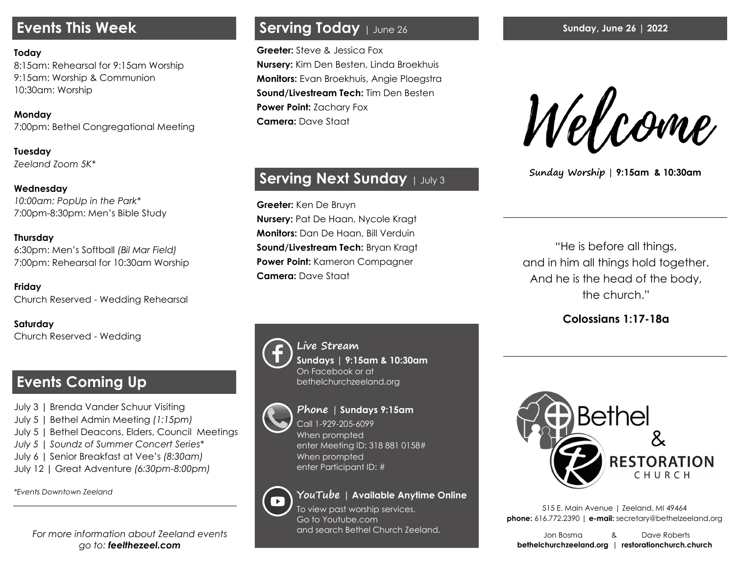## Events This Week

**Today**
8:15am: Rehearsal for 9:15am Worship
9:15am: Worship & Communion
10:30am: Worship

**Monday**
7:00pm: Bethel Congregational Meeting

**Tuesday**
*Zeeland Zoom 5K**

**Wednesday**
*10:00am: PopUp in the Park**
7:00pm-8:30pm: Men's Bible Study

**Thursday**
6:30pm: Men's Softball *(Bil Mar Field)*
7:00pm: Rehearsal for 10:30am Worship

**Friday**
Church Reserved - Wedding Rehearsal

**Saturday**
Church Reserved - Wedding

## Events Coming Up

July 3 | Brenda Vander Schuur Visiting
July 5 | Bethel Admin Meeting *(1:15pm)*
July 5 | Bethel Deacons, Elders, Council Meetings
*July 5 | Soundz of Summer Concert Series**
July 6 | Senior Breakfast at Vee's *(8:30am)*
July 12 | Great Adventure *(6:30pm-8:00pm)*

**Events Downtown Zeeland*

*For more information about Zeeland events go to:* ***feelthezeel.com***

## Serving Today | June 26

**Greeter:** Steve & Jessica Fox
**Nursery:** Kim Den Besten, Linda Broekhuis
**Monitors:** Evan Broekhuis, Angie Ploegstra
**Sound/Livestream Tech:** Tim Den Besten
**Power Point:** Zachary Fox
**Camera:** Dave Staat

## Serving Next Sunday | July 3

**Greeter:** Ken De Bruyn
**Nursery:** Pat De Haan, Nycole Kragt
**Monitors:** Dan De Haan, Bill Verduin
**Sound/Livestream Tech:** Bryan Kragt
**Power Point:** Kameron Compagner
**Camera:** Dave Staat

**Live Stream**
**Sundays | 9:15am & 10:30am**
On Facebook or at
bethelchurchzeeland.org

**Phone | Sundays 9:15am**
Call 1-929-205-6099
When prompted
enter Meeting ID: 318 881 0158#
When prompted
enter Participant ID: #

**YouTube | Available Anytime Online**
To view past worship services.
Go to Youtube.com
and search Bethel Church Zeeland.

**Sunday, June 26 | 2022**

# Welcome

**Sunday Worship | 9:15am & 10:30am**

"He is before all things,
and in him all things hold together.
And he is the head of the body,
the church."

**Colossians 1:17-18a**

Bethel & RESTORATION CHURCH

515 E. Main Avenue | Zeeland, MI 49464
**phone:** 616.772.2390 | **e-mail:** secretary@bethelzeeland.org

Jon Bosma & Dave Roberts
**bethelchurchzeeland.org** | **restorationchurch.church**